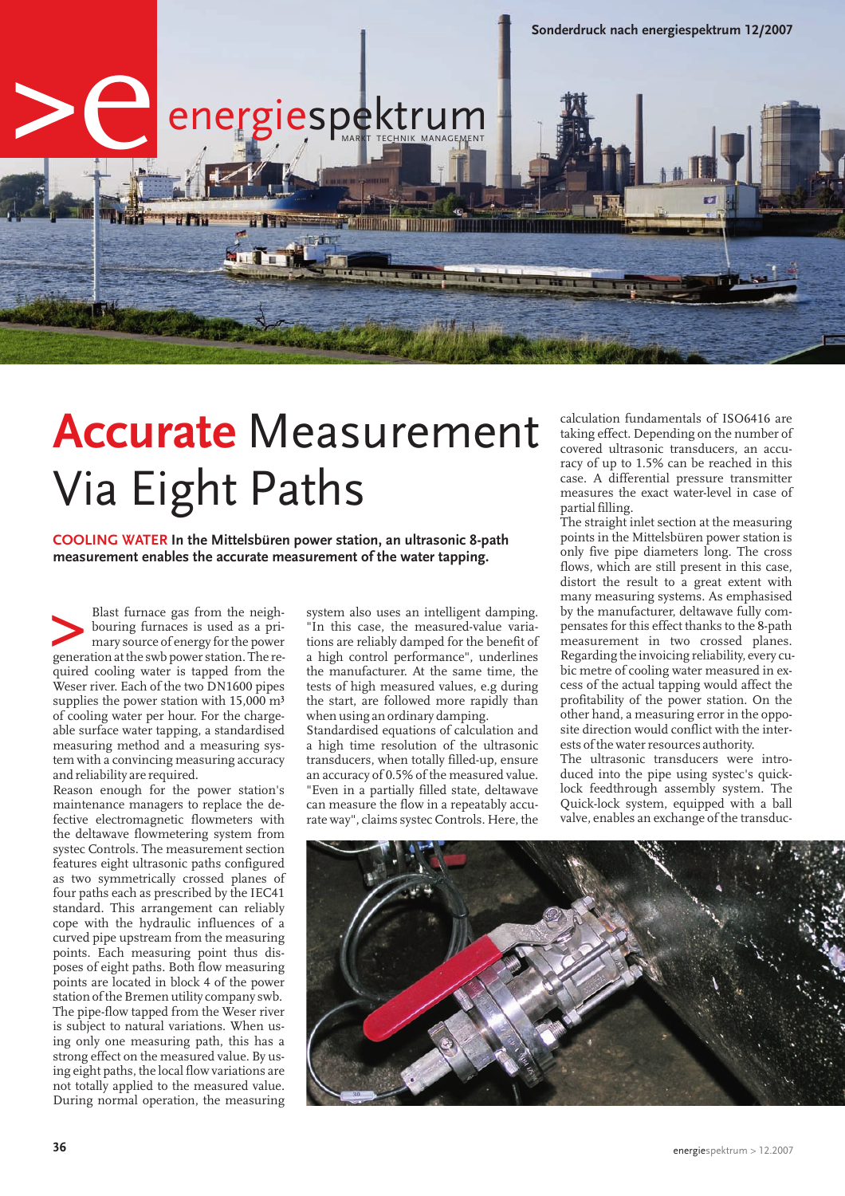# Accurate Measurement Via Eight Paths

**COOLING WATER In the Mittelsbüren power station, an ultrasonic 8-path measurement enables the accurate measurement of the water tapping.**

Blast furnace gas from the neighbouring furnaces is used as a primary source of energy for the power generation at the swb power station. The required cooling water is tapped from the Weser river. Each of the two DN1600 pipes supplies the power station with 15,000 m³ of cooling water per hour. For the chargeable surface water tapping, a standardised measuring method and a measuring system with a convincing measuring accuracy and reliability are required.

Reason enough for the power station's maintenance managers to replace the defective electromagnetic flowmeters with the deltawave flowmetering system from systec Controls. The measurement section features eight ultrasonic paths configured as two symmetrically crossed planes of four paths each as prescribed by the IEC41 standard. This arrangement can reliably cope with the hydraulic influences of a curved pipe upstream from the measuring points. Each measuring point thus disposes of eight paths. Both flow measuring points are located in block 4 of the power station of the Bremen utility company swb.

The pipe-flow tapped from the Weser river is subject to natural variations. When using only one measuring path, this has a strong effect on the measured value. By using eight paths, the local flow variations are not totally applied to the measured value. During normal operation, the measuring system also uses an intelligent damping. "In this case, the measured-value variations are reliably damped for the benefit of a high control performance", underlines the manufacturer. At the same time, the tests of high measured values, e.g during the start, are followed more rapidly than when using an ordinary damping.

Standardised equations of calculation and a high time resolution of the ultrasonic transducers, when totally filled-up, ensure an accuracy of 0.5% of the measured value. "Even in a partially filled state, deltawave can measure the flow in a repeatably accurate way", claims systec Controls. Here, the calculation fundamentals of ISO6416 are taking effect. Depending on the number of covered ultrasonic transducers, an accuracy of up to 1.5% can be reached in this case. A differential pressure transmitter measures the exact water-level in case of partial filling.

The straight inlet section at the measuring points in the Mittelsbüren power station is only five pipe diameters long. The cross flows, which are still present in this case, distort the result to a great extent with many measuring systems. As emphasised by the manufacturer, deltawave fully compensates for this effect thanks to the 8-path measurement in two crossed planes. Regarding the invoicing reliability, every cubic metre of cooling water measured in excess of the actual tapping would affect the profitability of the power station. On the other hand, a measuring error in the opposite direction would conflict with the interests of the water resources authority.

The ultrasonic transducers were introduced into the pipe using systec's quick-lock feedthrough assembly system. The Quick-lock system, equipped with a ball valve, enables an exchange of the transduc-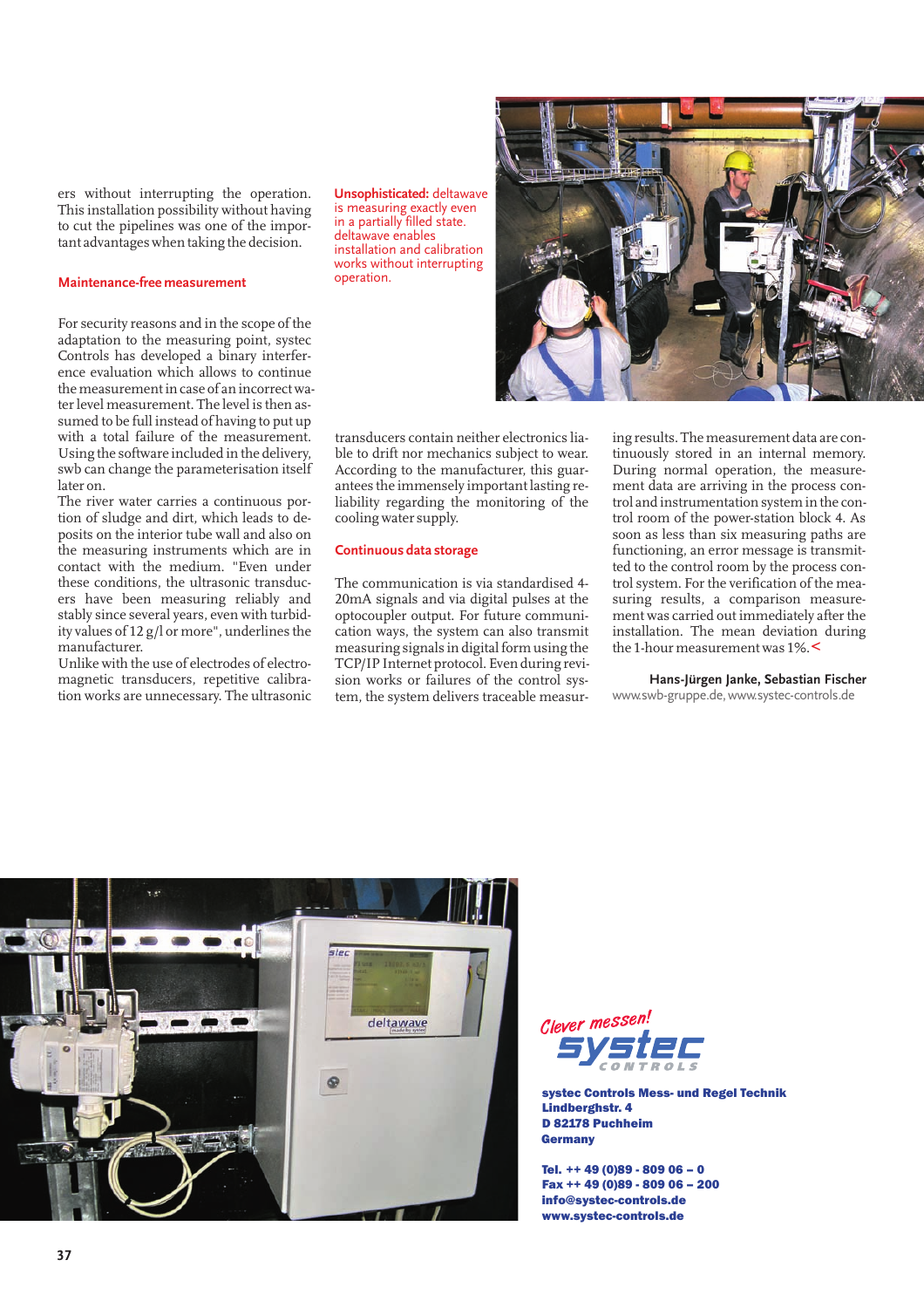ers without interrupting the operation. This installation possibility without having to cut the pipelines was one of the important advantages when taking the decision.

### Maintenance-free measurement

For security reasons and in the scope of the adaptation to the measuring point, systec Controls has developed a binary interference evaluation which allows to continue the measurement in case of an incorrect water level measurement. The level is then assumed to be full instead of having to put up with a total failure of the measurement. Using the software included in the delivery, swb can change the parameterisation itself later on.

The river water carries a continuous portion of sludge and dirt, which leads to deposits on the interior tube wall and also on the measuring instruments which are in contact with the medium. "Even under these conditions, the ultrasonic transducers have been measuring reliably and stably since several years, even with turbidity values of 12 g/l or more", underlines the manufacturer.

Unlike with the use of electrodes of electromagnetic transducers, repetitive calibration works are unnecessary. The ultrasonic transducers contain neither electronics liable to drift nor mechanics subject to wear. According to the manufacturer, this guarantees the immensely important lasting reliability regarding the monitoring of the cooling water supply.

**Unsophisticated:** deltawave is measuring exactly even in a partially filled state. deltawave enables installation and calibration works without interrupting operation.

### Continuous data storage

The communication is via standardised 4-20mA signals and via digital pulses at the optocoupler output. For future communication ways, the system can also transmit measuring signals in digital form using the TCP/IP Internet protocol. Even during revision works or failures of the control system, the system delivers traceable measuring results. The measurement data are continuously stored in an internal memory. During normal operation, the measurement data are arriving in the process control and instrumentation system in the control room of the power-station block 4. As soon as less than six measuring paths are functioning, an error message is transmitted to the control room by the process control system. For the verification of the measuring results, a comparison measurement was carried out immediately after the installation. The mean deviation during the 1-hour measurement was 1%.<

**Hans-Jürgen Janke, Sebastian Fischer**
www.swb-gruppe.de, www.systec-controls.de

Clever messen!
systec CONTROLS

**systec Controls Mess- und Regel Technik**
**Lindberghstr. 4**
**D 82178 Puchheim**
**Germany**

**Tel. ++ 49 (0)89 - 809 06 – 0**
**Fax ++ 49 (0)89 - 809 06 – 200**
**info@systec-controls.de**
**www.systec-controls.de**